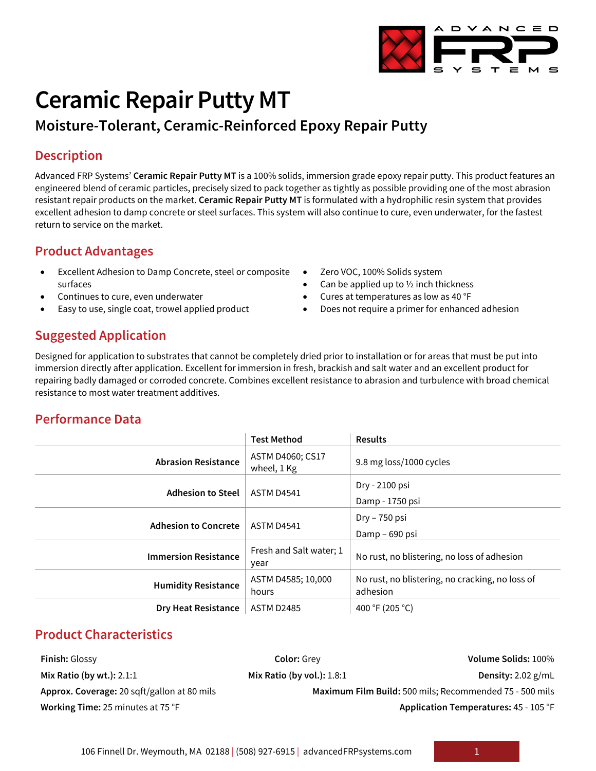# Ceramic Repair Putty MT

## Moisture-Tolerant, Ceramic-Reinforced Epoxy Repair Putty

### Description

Advanced FRP Systems' **Ceramic Repair Putty MT** is a 100% solids, immersion grade epoxy repair putty. This product features an engineered blend of ceramic particles, precisely sized to pack together as tightly as possible providing one of the most abrasion resistant repair products on the market. **Ceramic Repair Putty MT** is formulated with a hydrophilic resin system that provides excellent adhesion to damp concrete or steel surfaces. This system will also continue to cure, even underwater, for the fastest return to service on the market.

### Product Advantages

- Excellent Adhesion to Damp Concrete, steel or composite surfaces
- Continues to cure, even underwater
- Easy to use, single coat, trowel applied product
- Zero VOC, 100% Solids system
- Can be applied up to ½ inch thickness
- Cures at temperatures as low as 40 °F
- Does not require a primer for enhanced adhesion

### Suggested Application

Designed for application to substrates that cannot be completely dried prior to installation or for areas that must be put into immersion directly after application. Excellent for immersion in fresh, brackish and salt water and an excellent product for repairing badly damaged or corroded concrete. Combines excellent resistance to abrasion and turbulence with broad chemical resistance to most water treatment additives.

### Performance Data

| | Test Method | Results |
|---|---|---|
| **Abrasion Resistance** | ASTM D4060; CS17 wheel, 1 Kg | 9.8 mg loss/1000 cycles |
| **Adhesion to Steel** | ASTM D4541 | Dry - 2100 psi<br>Damp - 1750 psi |
| **Adhesion to Concrete** | ASTM D4541 | Dry – 750 psi<br>Damp – 690 psi |
| **Immersion Resistance** | Fresh and Salt water; 1 year | No rust, no blistering, no loss of adhesion |
| **Humidity Resistance** | ASTM D4585; 10,000 hours | No rust, no blistering, no cracking, no loss of adhesion |
| **Dry Heat Resistance** | ASTM D2485 | 400 °F (205 °C) |

### Product Characteristics

**Finish:** Glossy
**Color:** Grey
**Volume Solids:** 100%
**Mix Ratio (by wt.):** 2.1:1
**Mix Ratio (by vol.):** 1.8:1
**Density:** 2.02 g/mL
**Approx. Coverage:** 20 sqft/gallon at 80 mils
**Maximum Film Build:** 500 mils; Recommended 75 - 500 mils
**Working Time:** 25 minutes at 75 °F
**Application Temperatures:** 45 - 105 °F

106 Finnell Dr. Weymouth, MA 02188 | (508) 927-6915 | advancedFRPsystems.com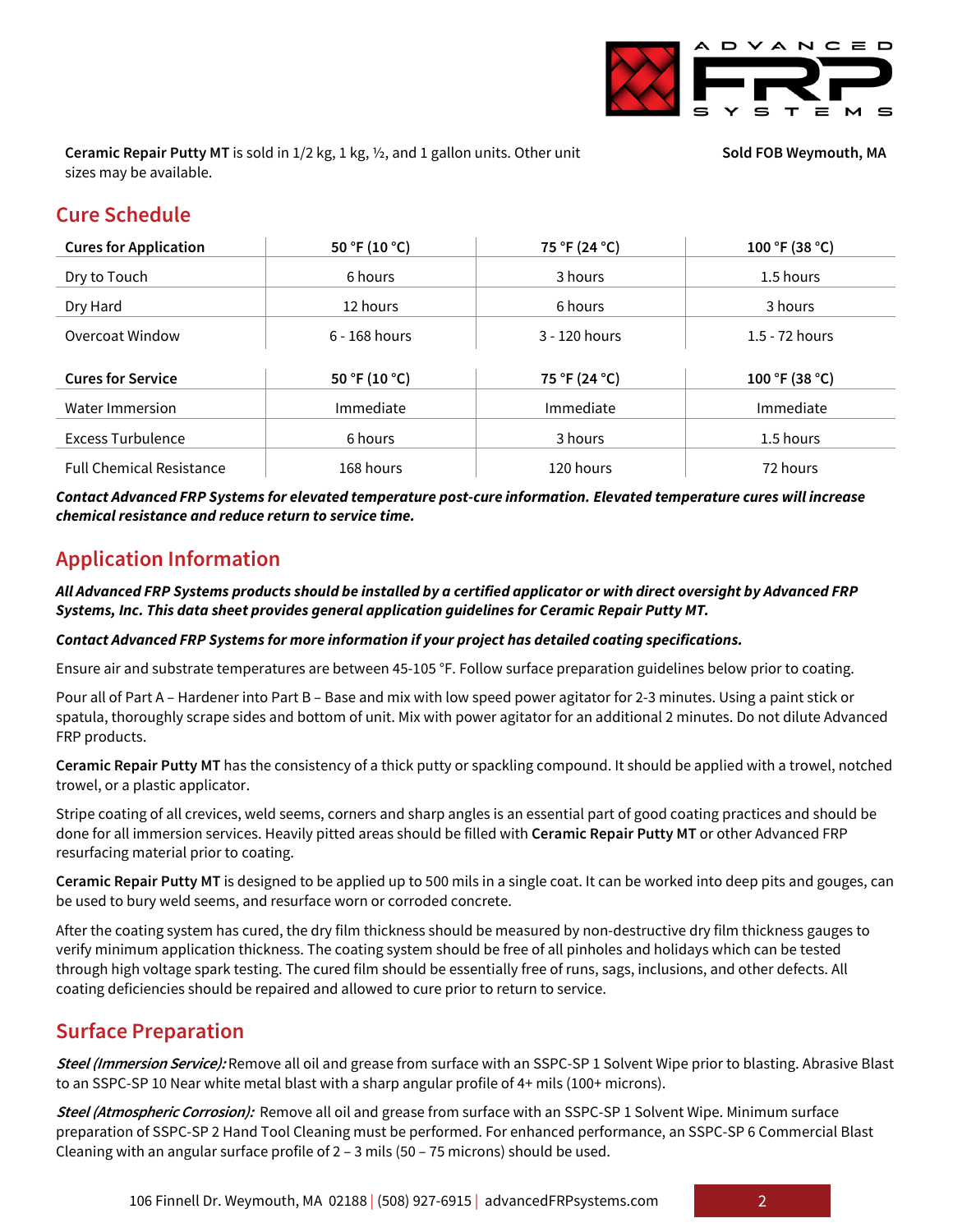**Ceramic Repair Putty MT** is sold in 1/2 kg, 1 kg, ½, and 1 gallon units. Other unit sizes may be available.

**Sold FOB Weymouth, MA**

## Cure Schedule

| Cures for Application | 50 °F (10 °C) | 75 °F (24 °C) | 100 °F (38 °C) |
|---|---|---|---|
| Dry to Touch | 6 hours | 3 hours | 1.5 hours |
| Dry Hard | 12 hours | 6 hours | 3 hours |
| Overcoat Window | 6 - 168 hours | 3 - 120 hours | 1.5 - 72 hours |

| Cures for Service | 50 °F (10 °C) | 75 °F (24 °C) | 100 °F (38 °C) |
|---|---|---|---|
| Water Immersion | Immediate | Immediate | Immediate |
| Excess Turbulence | 6 hours | 3 hours | 1.5 hours |
| Full Chemical Resistance | 168 hours | 120 hours | 72 hours |

***Contact Advanced FRP Systems for elevated temperature post-cure information. Elevated temperature cures will increase chemical resistance and reduce return to service time.***

## Application Information

***All Advanced FRP Systems products should be installed by a certified applicator or with direct oversight by Advanced FRP Systems, Inc. This data sheet provides general application guidelines for Ceramic Repair Putty MT.***

***Contact Advanced FRP Systems for more information if your project has detailed coating specifications.***

Ensure air and substrate temperatures are between 45-105 °F. Follow surface preparation guidelines below prior to coating.

Pour all of Part A – Hardener into Part B – Base and mix with low speed power agitator for 2-3 minutes. Using a paint stick or spatula, thoroughly scrape sides and bottom of unit. Mix with power agitator for an additional 2 minutes. Do not dilute Advanced FRP products.

**Ceramic Repair Putty MT** has the consistency of a thick putty or spackling compound. It should be applied with a trowel, notched trowel, or a plastic applicator.

Stripe coating of all crevices, weld seems, corners and sharp angles is an essential part of good coating practices and should be done for all immersion services. Heavily pitted areas should be filled with **Ceramic Repair Putty MT** or other Advanced FRP resurfacing material prior to coating.

**Ceramic Repair Putty MT** is designed to be applied up to 500 mils in a single coat. It can be worked into deep pits and gouges, can be used to bury weld seems, and resurface worn or corroded concrete.

After the coating system has cured, the dry film thickness should be measured by non-destructive dry film thickness gauges to verify minimum application thickness. The coating system should be free of all pinholes and holidays which can be tested through high voltage spark testing. The cured film should be essentially free of runs, sags, inclusions, and other defects. All coating deficiencies should be repaired and allowed to cure prior to return to service.

## Surface Preparation

***Steel (Immersion Service):*** Remove all oil and grease from surface with an SSPC-SP 1 Solvent Wipe prior to blasting. Abrasive Blast to an SSPC-SP 10 Near white metal blast with a sharp angular profile of 4+ mils (100+ microns).

***Steel (Atmospheric Corrosion):*** Remove all oil and grease from surface with an SSPC-SP 1 Solvent Wipe. Minimum surface preparation of SSPC-SP 2 Hand Tool Cleaning must be performed. For enhanced performance, an SSPC-SP 6 Commercial Blast Cleaning with an angular surface profile of 2 – 3 mils (50 – 75 microns) should be used.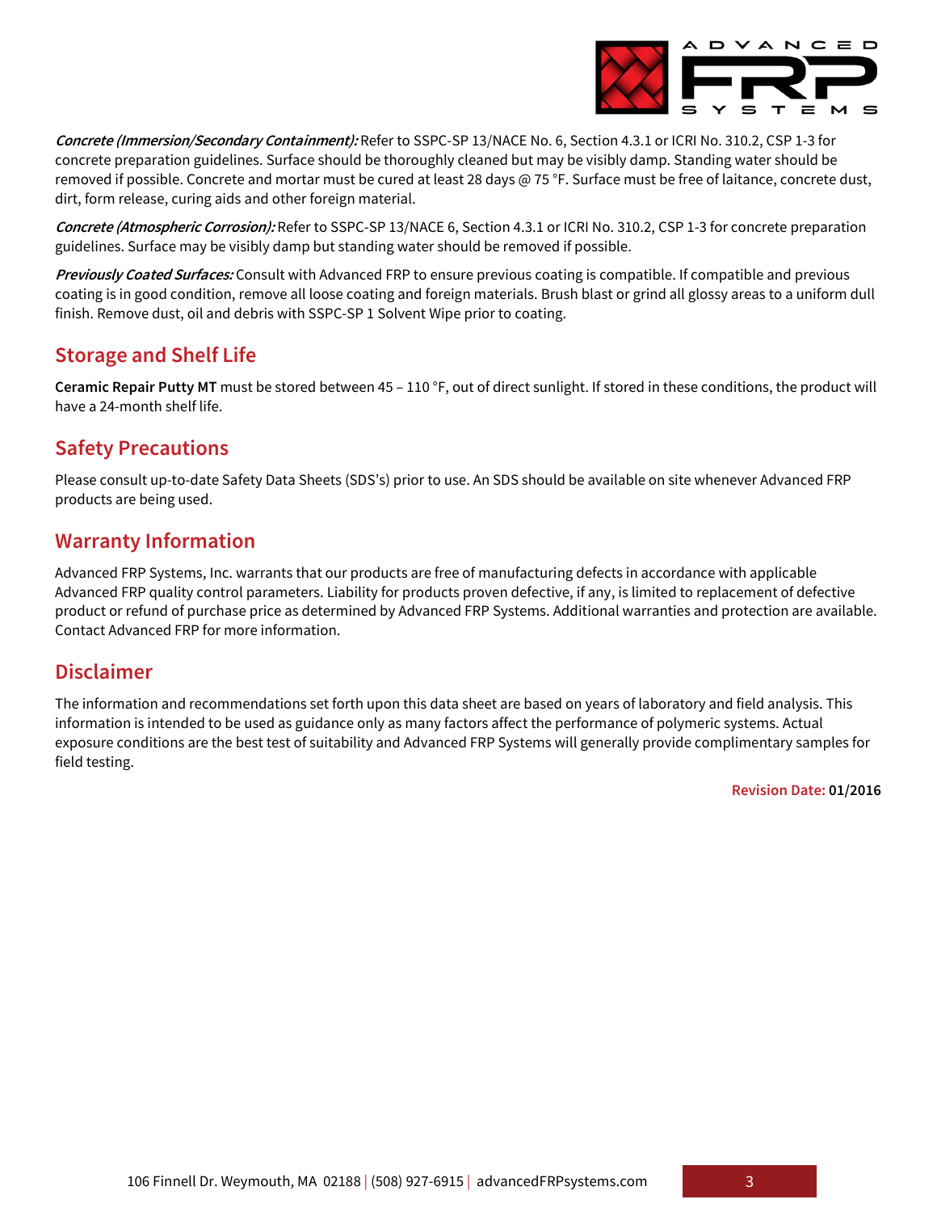***Concrete (Immersion/Secondary Containment):*** Refer to SSPC-SP 13/NACE No. 6, Section 4.3.1 or ICRI No. 310.2, CSP 1-3 for concrete preparation guidelines. Surface should be thoroughly cleaned but may be visibly damp. Standing water should be removed if possible. Concrete and mortar must be cured at least 28 days @ 75 °F. Surface must be free of laitance, concrete dust, dirt, form release, curing aids and other foreign material.

***Concrete (Atmospheric Corrosion):*** Refer to SSPC-SP 13/NACE 6, Section 4.3.1 or ICRI No. 310.2, CSP 1-3 for concrete preparation guidelines. Surface may be visibly damp but standing water should be removed if possible.

***Previously Coated Surfaces:*** Consult with Advanced FRP to ensure previous coating is compatible. If compatible and previous coating is in good condition, remove all loose coating and foreign materials. Brush blast or grind all glossy areas to a uniform dull finish. Remove dust, oil and debris with SSPC-SP 1 Solvent Wipe prior to coating.

## Storage and Shelf Life

**Ceramic Repair Putty MT** must be stored between 45 – 110 °F, out of direct sunlight. If stored in these conditions, the product will have a 24-month shelf life.

## Safety Precautions

Please consult up-to-date Safety Data Sheets (SDS's) prior to use. An SDS should be available on site whenever Advanced FRP products are being used.

## Warranty Information

Advanced FRP Systems, Inc. warrants that our products are free of manufacturing defects in accordance with applicable Advanced FRP quality control parameters. Liability for products proven defective, if any, is limited to replacement of defective product or refund of purchase price as determined by Advanced FRP Systems. Additional warranties and protection are available. Contact Advanced FRP for more information.

## Disclaimer

The information and recommendations set forth upon this data sheet are based on years of laboratory and field analysis. This information is intended to be used as guidance only as many factors affect the performance of polymeric systems. Actual exposure conditions are the best test of suitability and Advanced FRP Systems will generally provide complimentary samples for field testing.

**Revision Date: 01/2016**